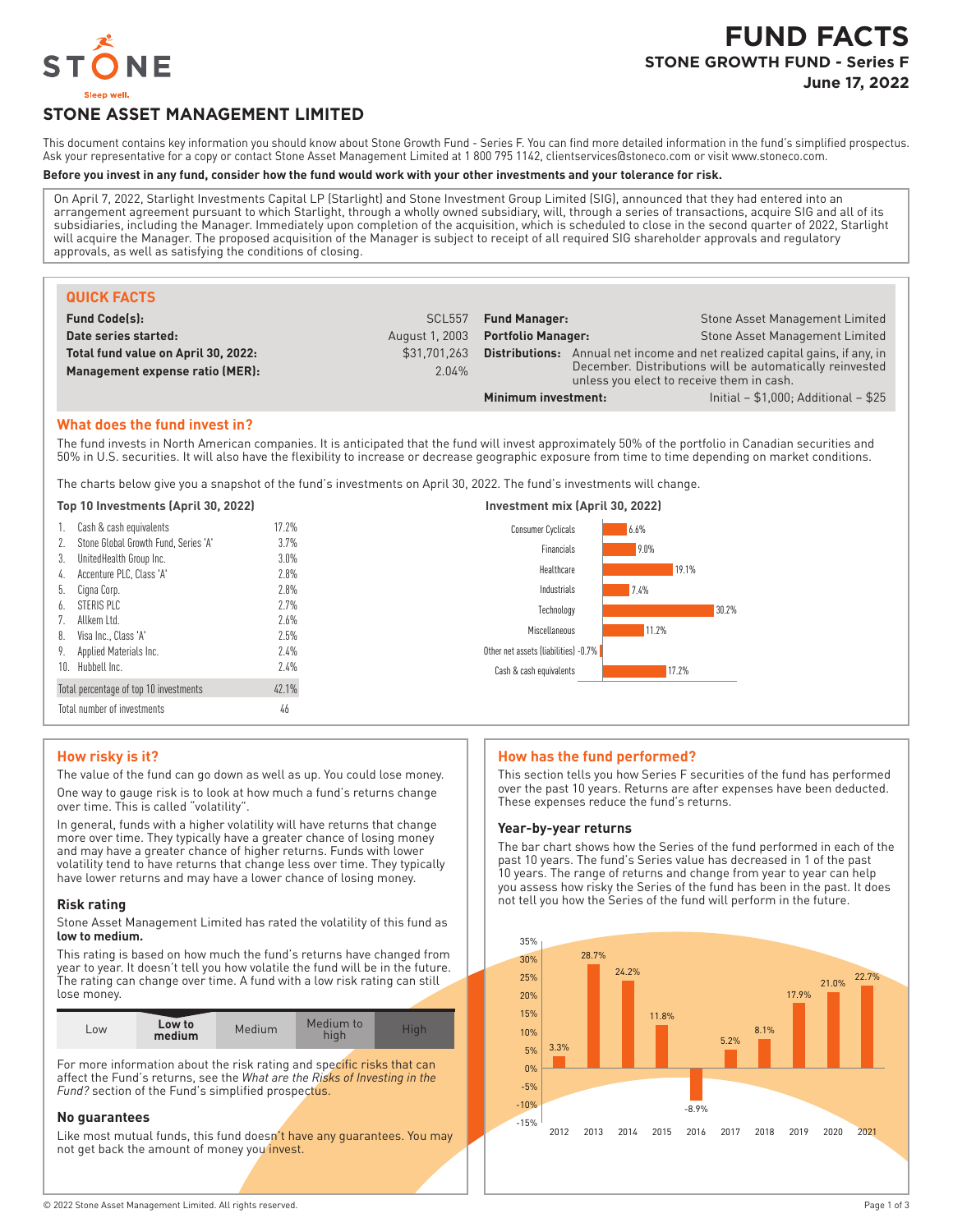# FUND FACTS

## STONE GROWTH FUND - Series F

**June 17, 2022**

STONE

Sleep well.

## STONE ASSET MANAGEMENT LIMITED

This document contains key information you should know about Stone Growth Fund - Series F. You can find more detailed information in the fund's simplified prospectus. Ask your representative for a copy or contact Stone Asset Management Limited at 1 800 795 1142, clientservices@stoneco.com or visit www.stoneco.com.

**Before you invest in any fund, consider how the fund would work with your other investments and your tolerance for risk.**

On April 7, 2022, Starlight Investments Capital LP (Starlight) and Stone Investment Group Limited (SIG), announced that they had entered into an arrangement agreement pursuant to which Starlight, through a wholly owned subsidiary, will, through a series of transactions, acquire SIG and all of its subsidiaries, including the Manager. Immediately upon completion of the acquisition, which is scheduled to close in the second quarter of 2022, Starlight will acquire the Manager. The proposed acquisition of the Manager is subject to receipt of all required SIG shareholder approvals and regulatory approvals, as well as satisfying the conditions of closing.

### QUICK FACTS

| | | | |
|---|---|---|---|
| **Fund Code(s):** | SCL557 | **Fund Manager:** | Stone Asset Management Limited |
| **Date series started:** | August 1, 2003 | **Portfolio Manager:** | Stone Asset Management Limited |
| **Total fund value on April 30, 2022:** | $31,701,263 | **Distributions:** | Annual net income and net realized capital gains, if any, in December. Distributions will be automatically reinvested unless you elect to receive them in cash. |
| **Management expense ratio (MER):** | 2.04% | **Minimum investment:** | Initial – $1,000; Additional – $25 |

### What does the fund invest in?

The fund invests in North American companies. It is anticipated that the fund will invest approximately 50% of the portfolio in Canadian securities and 50% in U.S. securities. It will also have the flexibility to increase or decrease geographic exposure from time to time depending on market conditions.

The charts below give you a snapshot of the fund's investments on April 30, 2022. The fund's investments will change.

**Top 10 Investments (April 30, 2022)**

| | |
|---|---|
| 1. Cash & cash equivalents | 17.2% |
| 2. Stone Global Growth Fund, Series 'A' | 3.7% |
| 3. UnitedHealth Group Inc. | 3.0% |
| 4. Accenture PLC, Class 'A' | 2.8% |
| 5. Cigna Corp. | 2.8% |
| 6. STERIS PLC | 2.7% |
| 7. Allkem Ltd. | 2.6% |
| 8. Visa Inc., Class 'A' | 2.5% |
| 9. Applied Materials Inc. | 2.4% |
| 10. Hubbell Inc. | 2.4% |
| Total percentage of top 10 investments | 42.1% |
| Total number of investments | 46 |

**Investment mix (April 30, 2022)**

| Sector | % |
|---|---|
| Consumer Cyclicals | 6.6% |
| Financials | 9.0% |
| Healthcare | 19.1% |
| Industrials | 7.4% |
| Technology | 30.2% |
| Miscellaneous | 11.2% |
| Other net assets (liabilities) | -0.7% |
| Cash & cash equivalents | 17.2% |

### How risky is it?

The value of the fund can go down as well as up. You could lose money.

One way to gauge risk is to look at how much a fund's returns change over time. This is called "volatility".

In general, funds with a higher volatility will have returns that change more over time. They typically have a greater chance of losing money and may have a greater chance of higher returns. Funds with lower volatility tend to have returns that change less over time. They typically have lower returns and may have a lower chance of losing money.

#### Risk rating

Stone Asset Management Limited has rated the volatility of this fund as **low to medium.**

This rating is based on how much the fund's returns have changed from year to year. It doesn't tell you how volatile the fund will be in the future. The rating can change over time. A fund with a low risk rating can still lose money.

| Low | **Low to medium** | Medium | Medium to high | High |
|---|---|---|---|---|

For more information about the risk rating and specific risks that can affect the Fund's returns, see the *What are the Risks of Investing in the Fund?* section of the Fund's simplified prospectus.

#### No guarantees

Like most mutual funds, this fund doesn't have any guarantees. You may not get back the amount of money you invest.

### How has the fund performed?

This section tells you how Series F securities of the fund has performed over the past 10 years. Returns are after expenses have been deducted. These expenses reduce the fund's returns.

#### Year-by-year returns

The bar chart shows how the Series of the fund performed in each of the past 10 years. The fund's Series value has decreased in 1 of the past 10 years. The range of returns and change from year to year can help you assess how risky the Series of the fund has been in the past. It does not tell you how the Series of the fund will perform in the future.

| Year | 2012 | 2013 | 2014 | 2015 | 2016 | 2017 | 2018 | 2019 | 2020 | 2021 |
|---|---|---|---|---|---|---|---|---|---|---|
| Return | 3.3% | 28.7% | 24.2% | 11.8% | -8.9% | 5.2% | 8.1% | 17.9% | 21.0% | 22.7% |

© 2022 Stone Asset Management Limited. All rights reserved.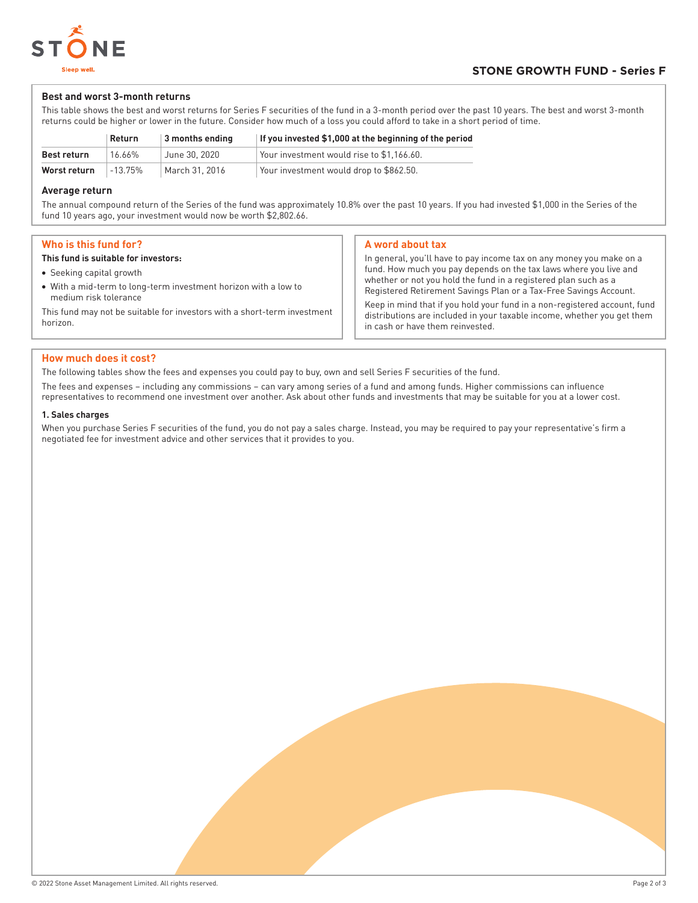## STONE GROWTH FUND - Series F

### Best and worst 3-month returns

This table shows the best and worst returns for Series F securities of the fund in a 3-month period over the past 10 years. The best and worst 3-month returns could be higher or lower in the future. Consider how much of a loss you could afford to take in a short period of time.

| | Return | 3 months ending | If you invested $1,000 at the beginning of the period |
|---|---|---|---|
| **Best return** | 16.66% | June 30, 2020 | Your investment would rise to $1,166.60. |
| **Worst return** | -13.75% | March 31, 2016 | Your investment would drop to $862.50. |

### Average return

The annual compound return of the Series of the fund was approximately 10.8% over the past 10 years. If you had invested $1,000 in the Series of the fund 10 years ago, your investment would now be worth $2,802.66.

## Who is this fund for?

**This fund is suitable for investors:**

- Seeking capital growth
- With a mid-term to long-term investment horizon with a low to medium risk tolerance

This fund may not be suitable for investors with a short-term investment horizon.

## A word about tax

In general, you'll have to pay income tax on any money you make on a fund. How much you pay depends on the tax laws where you live and whether or not you hold the fund in a registered plan such as a Registered Retirement Savings Plan or a Tax-Free Savings Account.

Keep in mind that if you hold your fund in a non-registered account, fund distributions are included in your taxable income, whether you get them in cash or have them reinvested.

## How much does it cost?

The following tables show the fees and expenses you could pay to buy, own and sell Series F securities of the fund.

The fees and expenses – including any commissions – can vary among series of a fund and among funds. Higher commissions can influence representatives to recommend one investment over another. Ask about other funds and investments that may be suitable for you at a lower cost.

### 1. Sales charges

When you purchase Series F securities of the fund, you do not pay a sales charge. Instead, you may be required to pay your representative's firm a negotiated fee for investment advice and other services that it provides to you.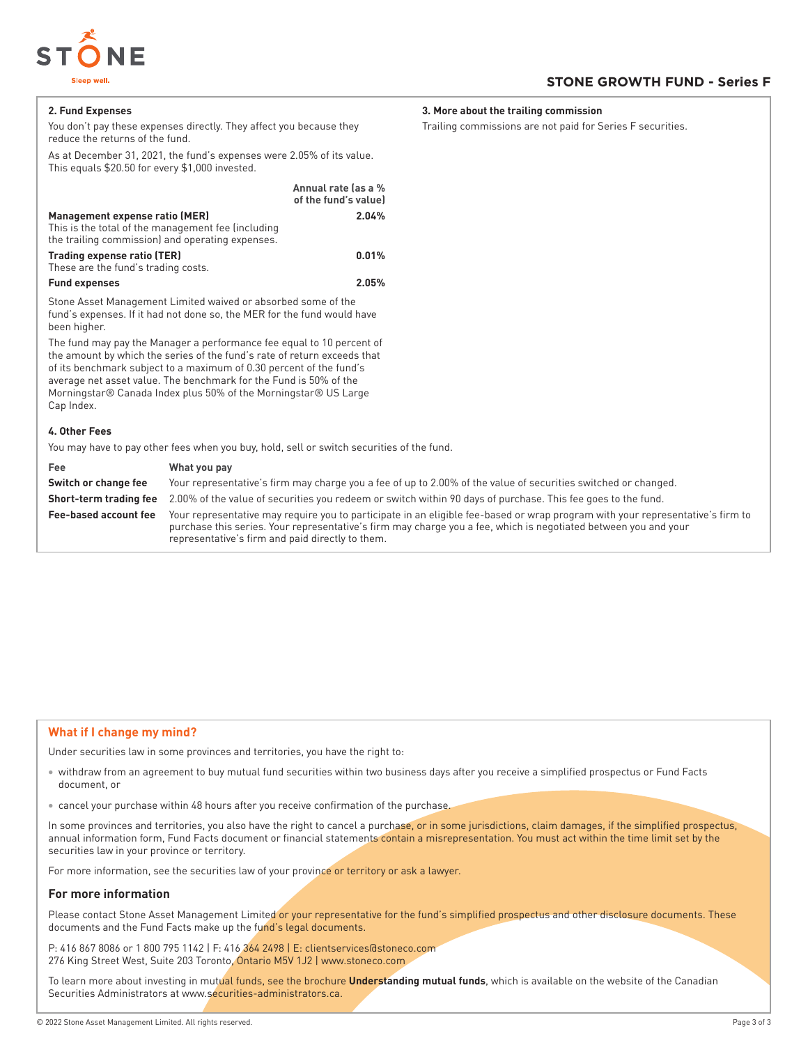## 2. Fund Expenses

You don't pay these expenses directly. They affect you because they reduce the returns of the fund.

As at December 31, 2021, the fund's expenses were 2.05% of its value. This equals $20.50 for every $1,000 invested.

| | Annual rate (as a % of the fund's value) |
|---|---|
| **Management expense ratio (MER)** This is the total of the management fee (including the trailing commission) and operating expenses. | 2.04% |
| **Trading expense ratio (TER)** These are the fund's trading costs. | 0.01% |
| **Fund expenses** | 2.05% |

Stone Asset Management Limited waived or absorbed some of the fund's expenses. If it had not done so, the MER for the fund would have been higher.

The fund may pay the Manager a performance fee equal to 10 percent of the amount by which the series of the fund's rate of return exceeds that of its benchmark subject to a maximum of 0.30 percent of the fund's average net asset value. The benchmark for the Fund is 50% of the Morningstar® Canada Index plus 50% of the Morningstar® US Large Cap Index.

## 3. More about the trailing commission

Trailing commissions are not paid for Series F securities.

## 4. Other Fees

You may have to pay other fees when you buy, hold, sell or switch securities of the fund.

| Fee | What you pay |
|---|---|
| **Switch or change fee** | Your representative's firm may charge you a fee of up to 2.00% of the value of securities switched or changed. |
| **Short-term trading fee** | 2.00% of the value of securities you redeem or switch within 90 days of purchase. This fee goes to the fund. |
| **Fee-based account fee** | Your representative may require you to participate in an eligible fee-based or wrap program with your representative's firm to purchase this series. Your representative's firm may charge you a fee, which is negotiated between you and your representative's firm and paid directly to them. |

## What if I change my mind?

Under securities law in some provinces and territories, you have the right to:

- withdraw from an agreement to buy mutual fund securities within two business days after you receive a simplified prospectus or Fund Facts document, or
- cancel your purchase within 48 hours after you receive confirmation of the purchase.

In some provinces and territories, you also have the right to cancel a purchase, or in some jurisdictions, claim damages, if the simplified prospectus, annual information form, Fund Facts document or financial statements contain a misrepresentation. You must act within the time limit set by the securities law in your province or territory.

For more information, see the securities law of your province or territory or ask a lawyer.

## For more information

Please contact Stone Asset Management Limited or your representative for the fund's simplified prospectus and other disclosure documents. These documents and the Fund Facts make up the fund's legal documents.

P: 416 867 8086 or 1 800 795 1142 | F: 416 364 2498 | E: clientservices@stoneco.com
276 King Street West, Suite 203 Toronto, Ontario M5V 1J2 | www.stoneco.com

To learn more about investing in mutual funds, see the brochure **Understanding mutual funds**, which is available on the website of the Canadian Securities Administrators at www.securities-administrators.ca.

© 2022 Stone Asset Management Limited. All rights reserved.